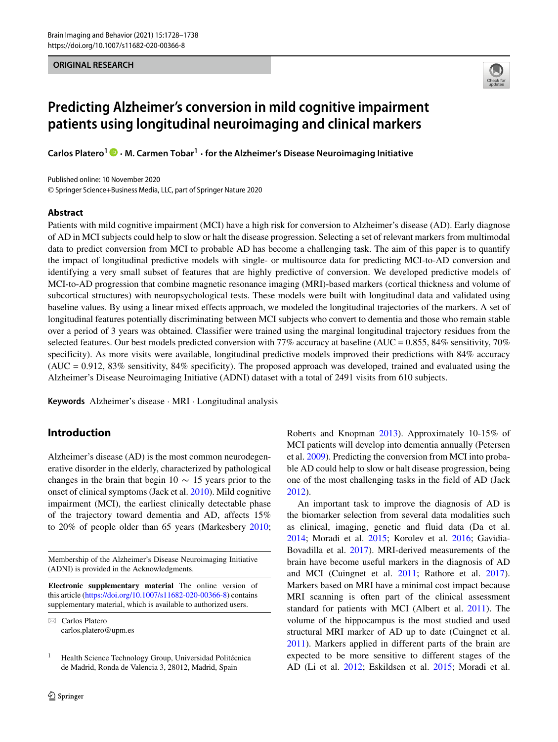ORIGINAL RESEARCH

# Predicting Alzheimer's conversion in mild cognitive impairment patients using longitudinal neuroimaging and clinical markers

**Carlos Platero[1] · M. Carmen Tobar[1] · for the Alzheimer's Disease Neuroimaging Initiative**

Published online: 10 November 2020
© Springer Science+Business Media, LLC, part of Springer Nature 2020

## Abstract

Patients with mild cognitive impairment (MCI) have a high risk for conversion to Alzheimer's disease (AD). Early diagnose of AD in MCI subjects could help to slow or halt the disease progression. Selecting a set of relevant markers from multimodal data to predict conversion from MCI to probable AD has become a challenging task. The aim of this paper is to quantify the impact of longitudinal predictive models with single- or multisource data for predicting MCI-to-AD conversion and identifying a very small subset of features that are highly predictive of conversion. We developed predictive models of MCI-to-AD progression that combine magnetic resonance imaging (MRI)-based markers (cortical thickness and volume of subcortical structures) with neuropsychological tests. These models were built with longitudinal data and validated using baseline values. By using a linear mixed effects approach, we modeled the longitudinal trajectories of the markers. A set of longitudinal features potentially discriminating between MCI subjects who convert to dementia and those who remain stable over a period of 3 years was obtained. Classifier were trained using the marginal longitudinal trajectory residues from the selected features. Our best models predicted conversion with 77% accuracy at baseline (AUC = 0.855, 84% sensitivity, 70% specificity). As more visits were available, longitudinal predictive models improved their predictions with 84% accuracy (AUC = 0.912, 83% sensitivity, 84% specificity). The proposed approach was developed, trained and evaluated using the Alzheimer's Disease Neuroimaging Initiative (ADNI) dataset with a total of 2491 visits from 610 subjects.

**Keywords** Alzheimer's disease · MRI · Longitudinal analysis

## Introduction

Alzheimer's disease (AD) is the most common neurodegenerative disorder in the elderly, characterized by pathological changes in the brain that begin 10 $\sim$ 15 years prior to the onset of clinical symptoms (Jack et al. 2010). Mild cognitive impairment (MCI), the earliest clinically detectable phase of the trajectory toward dementia and AD, affects 15% to 20% of people older than 65 years (Markesbery 2010; Roberts and Knopman 2013). Approximately 10-15% of MCI patients will develop into dementia annually (Petersen et al. 2009). Predicting the conversion from MCI into probable AD could help to slow or halt disease progression, being one of the most challenging tasks in the field of AD (Jack 2012).

An important task to improve the diagnosis of AD is the biomarker selection from several data modalities such as clinical, imaging, genetic and fluid data (Da et al. 2014; Moradi et al. 2015; Korolev et al. 2016; Gavidia-Bovadilla et al. 2017). MRI-derived measurements of the brain have become useful markers in the diagnosis of AD and MCI (Cuingnet et al. 2011; Rathore et al. 2017). Markers based on MRI have a minimal cost impact because MRI scanning is often part of the clinical assessment standard for patients with MCI (Albert et al. 2011). The volume of the hippocampus is the most studied and used structural MRI marker of AD up to date (Cuingnet et al. 2011). Markers applied in different parts of the brain are expected to be more sensitive to different stages of the AD (Li et al. 2012; Eskildsen et al. 2015; Moradi et al.

---

Membership of the Alzheimer's Disease Neuroimaging Initiative (ADNI) is provided in the Acknowledgments.

**Electronic supplementary material** The online version of this article (https://doi.org/10.1007/s11682-020-00366-8) contains supplementary material, which is available to authorized users.

✉ Carlos Platero
carlos.platero@upm.es

[1] Health Science Technology Group, Universidad Politécnica de Madrid, Ronda de Valencia 3, 28012, Madrid, Spain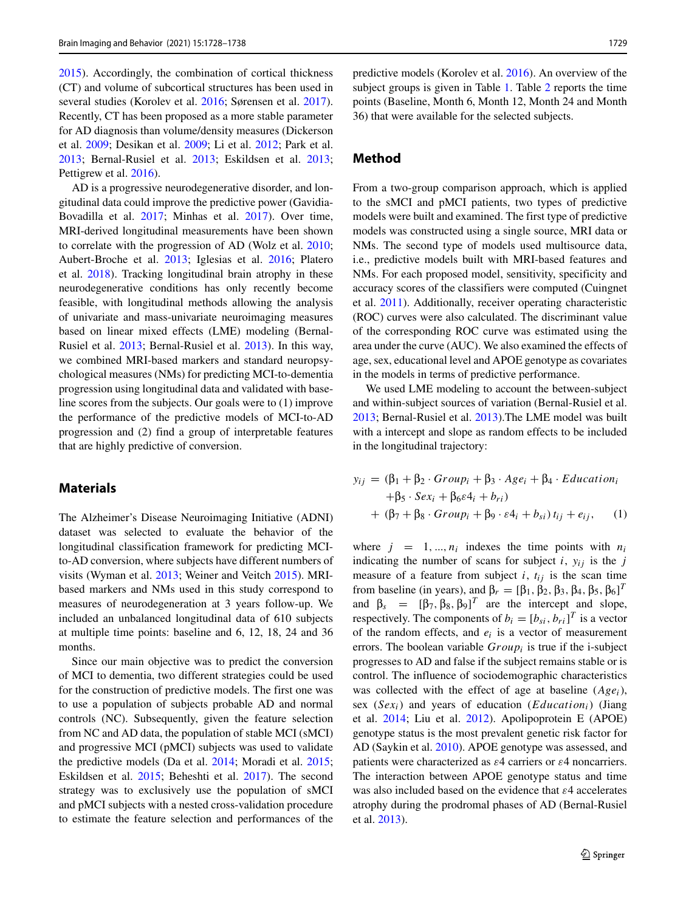2015). Accordingly, the combination of cortical thickness (CT) and volume of subcortical structures has been used in several studies (Korolev et al. 2016; Sørensen et al. 2017). Recently, CT has been proposed as a more stable parameter for AD diagnosis than volume/density measures (Dickerson et al. 2009; Desikan et al. 2009; Li et al. 2012; Park et al. 2013; Bernal-Rusiel et al. 2013; Eskildsen et al. 2013; Pettigrew et al. 2016).

AD is a progressive neurodegenerative disorder, and longitudinal data could improve the predictive power (Gavidia-Bovadilla et al. 2017; Minhas et al. 2017). Over time, MRI-derived longitudinal measurements have been shown to correlate with the progression of AD (Wolz et al. 2010; Aubert-Broche et al. 2013; Iglesias et al. 2016; Platero et al. 2018). Tracking longitudinal brain atrophy in these neurodegenerative conditions has only recently become feasible, with longitudinal methods allowing the analysis of univariate and mass-univariate neuroimaging measures based on linear mixed effects (LME) modeling (Bernal-Rusiel et al. 2013; Bernal-Rusiel et al. 2013). In this way, we combined MRI-based markers and standard neuropsychological measures (NMs) for predicting MCI-to-dementia progression using longitudinal data and validated with baseline scores from the subjects. Our goals were to (1) improve the performance of the predictive models of MCI-to-AD progression and (2) find a group of interpretable features that are highly predictive of conversion.

## Materials

The Alzheimer's Disease Neuroimaging Initiative (ADNI) dataset was selected to evaluate the behavior of the longitudinal classification framework for predicting MCI-to-AD conversion, where subjects have different numbers of visits (Wyman et al. 2013; Weiner and Veitch 2015). MRI-based markers and NMs used in this study correspond to measures of neurodegeneration at 3 years follow-up. We included an unbalanced longitudinal data of 610 subjects at multiple time points: baseline and 6, 12, 18, 24 and 36 months.

Since our main objective was to predict the conversion of MCI to dementia, two different strategies could be used for the construction of predictive models. The first one was to use a population of subjects probable AD and normal controls (NC). Subsequently, given the feature selection from NC and AD data, the population of stable MCI (sMCI) and progressive MCI (pMCI) subjects was used to validate the predictive models (Da et al. 2014; Moradi et al. 2015; Eskildsen et al. 2015; Beheshti et al. 2017). The second strategy was to exclusively use the population of sMCI and pMCI subjects with a nested cross-validation procedure to estimate the feature selection and performances of the predictive models (Korolev et al. 2016). An overview of the subject groups is given in Table 1. Table 2 reports the time points (Baseline, Month 6, Month 12, Month 24 and Month 36) that were available for the selected subjects.

## Method

From a two-group comparison approach, which is applied to the sMCI and pMCI patients, two types of predictive models were built and examined. The first type of predictive models was constructed using a single source, MRI data or NMs. The second type of models used multisource data, i.e., predictive models built with MRI-based features and NMs. For each proposed model, sensitivity, specificity and accuracy scores of the classifiers were computed (Cuingnet et al. 2011). Additionally, receiver operating characteristic (ROC) curves were also calculated. The discriminant value of the corresponding ROC curve was estimated using the area under the curve (AUC). We also examined the effects of age, sex, educational level and APOE genotype as covariates in the models in terms of predictive performance.

We used LME modeling to account the between-subject and within-subject sources of variation (Bernal-Rusiel et al. 2013; Bernal-Rusiel et al. 2013).The LME model was built with a intercept and slope as random effects to be included in the longitudinal trajectory:

$$
\begin{aligned}
y_{ij} = & \left(\beta_1 + \beta_2 \cdot Group_i + \beta_3 \cdot Age_i + \beta_4 \cdot Education_i \right. \\
& \left. + \beta_5 \cdot Sex_i + \beta_6 \varepsilon 4_i + b_{ri}\right) \\
& + \left(\beta_7 + \beta_8 \cdot Group_i + \beta_9 \cdot \varepsilon 4_i + b_{si}\right) t_{ij} + e_{ij}, \qquad (1)
\end{aligned}
$$

where $j = 1, ..., n_i$ indexes the time points with $n_i$ indicating the number of scans for subject $i$, $y_{ij}$ is the $j$ measure of a feature from subject $i$, $t_{ij}$ is the scan time from baseline (in years), and $\beta_r = [\beta_1, \beta_2, \beta_3, \beta_4, \beta_5, \beta_6]^T$ and $\beta_s = [\beta_7, \beta_8, \beta_9]^T$ are the intercept and slope, respectively. The components of $b_i = [b_{si}, b_{ri}]^T$ is a vector of the random effects, and $e_i$ is a vector of measurement errors. The boolean variable $Group_i$ is true if the i-subject progresses to AD and false if the subject remains stable or is control. The influence of sociodemographic characteristics was collected with the effect of age at baseline ($Age_i$), sex ($Sex_i$) and years of education ($Education_i$) (Jiang et al. 2014; Liu et al. 2012). Apolipoprotein E (APOE) genotype status is the most prevalent genetic risk factor for AD (Saykin et al. 2010). APOE genotype was assessed, and patients were characterized as $\varepsilon 4$ carriers or $\varepsilon 4$ noncarriers. The interaction between APOE genotype status and time was also included based on the evidence that $\varepsilon 4$ accelerates atrophy during the prodromal phases of AD (Bernal-Rusiel et al. 2013).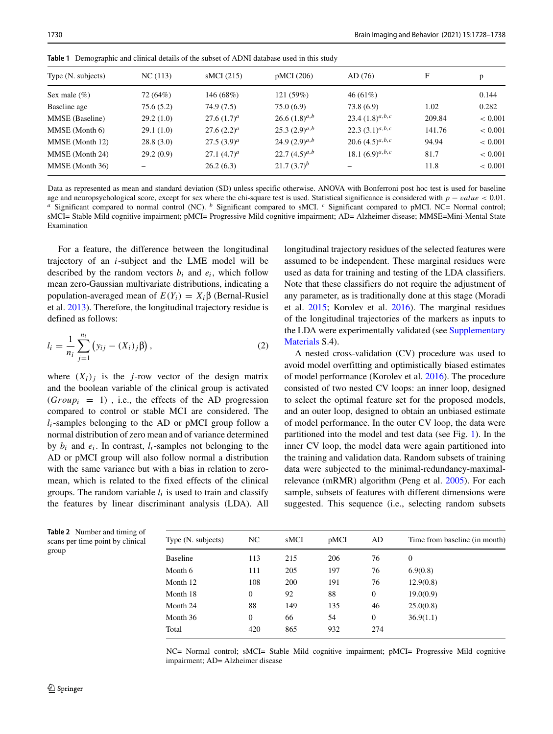**Table 1** Demographic and clinical details of the subset of ADNI database used in this study

| Type (N. subjects) | NC (113) | sMCI (215) | pMCI (206) | AD (76) | F | p |
|---|---|---|---|---|---|---|
| Sex male (%) | 72 (64%) | 146 (68%) | 121 (59%) | 46 (61%) | | 0.144 |
| Baseline age | 75.6 (5.2) | 74.9 (7.5) | 75.0 (6.9) | 73.8 (6.9) | 1.02 | 0.282 |
| MMSE (Baseline) | 29.2 (1.0) | 27.6 (1.7)[a] | 26.6 (1.8)[a,b] | 23.4 (1.8)[a,b,c] | 209.84 | < 0.001 |
| MMSE (Month 6) | 29.1 (1.0) | 27.6 (2.2)[a] | 25.3 (2.9)[a,b] | 22.3 (3.1)[a,b,c] | 141.76 | < 0.001 |
| MMSE (Month 12) | 28.8 (3.0) | 27.5 (3.9)[a] | 24.9 (2.9)[a,b] | 20.6 (4.5)[a,b,c] | 94.94 | < 0.001 |
| MMSE (Month 24) | 29.2 (0.9) | 27.1 (4.7)[a] | 22.7 (4.5)[a,b] | 18.1 (6.9)[a,b,c] | 81.7 | < 0.001 |
| MMSE (Month 36) | – | 26.2 (6.3) | 21.7 (3.7)[b] | – | 11.8 | < 0.001 |

Data as represented as mean and standard deviation (SD) unless specific otherwise. ANOVA with Bonferroni post hoc test is used for baseline age and neuropsychological score, except for sex where the chi-square test is used. Statistical significance is considered with $p - value < 0.01$. [a] Significant compared to normal control (NC). [b] Significant compared to sMCI. [c] Significant compared to pMCI. NC= Normal control; sMCI= Stable Mild cognitive impairment; pMCI= Progressive Mild cognitive impairment; AD= Alzheimer disease; MMSE=Mini-Mental State Examination

For a feature, the difference between the longitudinal trajectory of an $i$-subject and the LME model will be described by the random vectors $b_i$ and $e_i$, which follow mean zero-Gaussian multivariate distributions, indicating a population-averaged mean of $E(Y_i) = X_i\beta$ (Bernal-Rusiel et al. 2013). Therefore, the longitudinal trajectory residue is defined as follows:

$$l_i = \frac{1}{n_i}\sum_{j=1}^{n_i}\left(y_{ij} - (X_i)_j\beta\right), \tag{2}$$

where $(X_i)_j$ is the $j$-row vector of the design matrix and the boolean variable of the clinical group is activated $(Group_i = 1)$, i.e., the effects of the AD progression compared to control or stable MCI are considered. The $l_i$-samples belonging to the AD or pMCI group follow a normal distribution of zero mean and of variance determined by $b_i$ and $e_i$. In contrast, $l_i$-samples not belonging to the AD or pMCI group will also follow normal a distribution with the same variance but with a bias in relation to zero-mean, which is related to the fixed effects of the clinical groups. The random variable $l_i$ is used to train and classify the features by linear discriminant analysis (LDA). All longitudinal trajectory residues of the selected features were assumed to be independent. These marginal residues were used as data for training and testing of the LDA classifiers. Note that these classifiers do not require the adjustment of any parameter, as is traditionally done at this stage (Moradi et al. 2015; Korolev et al. 2016). The marginal residues of the longitudinal trajectories of the markers as inputs to the LDA were experimentally validated (see Supplementary Materials S.4).

A nested cross-validation (CV) procedure was used to avoid model overfitting and optimistically biased estimates of model performance (Korolev et al. 2016). The procedure consisted of two nested CV loops: an inner loop, designed to select the optimal feature set for the proposed models, and an outer loop, designed to obtain an unbiased estimate of model performance. In the outer CV loop, the data were partitioned into the model and test data (see Fig. 1). In the inner CV loop, the model data were again partitioned into the training and validation data. Random subsets of training data were subjected to the minimal-redundancy-maximal-relevance (mRMR) algorithm (Peng et al. 2005). For each sample, subsets of features with different dimensions were suggested. This sequence (i.e., selecting random subsets

**Table 2** Number and timing of scans per time point by clinical group

| Type (N. subjects) | NC | sMCI | pMCI | AD | Time from baseline (in month) |
|---|---|---|---|---|---|
| Baseline | 113 | 215 | 206 | 76 | 0 |
| Month 6 | 111 | 205 | 197 | 76 | 6.9(0.8) |
| Month 12 | 108 | 200 | 191 | 76 | 12.9(0.8) |
| Month 18 | 0 | 92 | 88 | 0 | 19.0(0.9) |
| Month 24 | 88 | 149 | 135 | 46 | 25.0(0.8) |
| Month 36 | 0 | 66 | 54 | 0 | 36.9(1.1) |
| Total | 420 | 865 | 932 | 274 | |

NC= Normal control; sMCI= Stable Mild cognitive impairment; pMCI= Progressive Mild cognitive impairment; AD= Alzheimer disease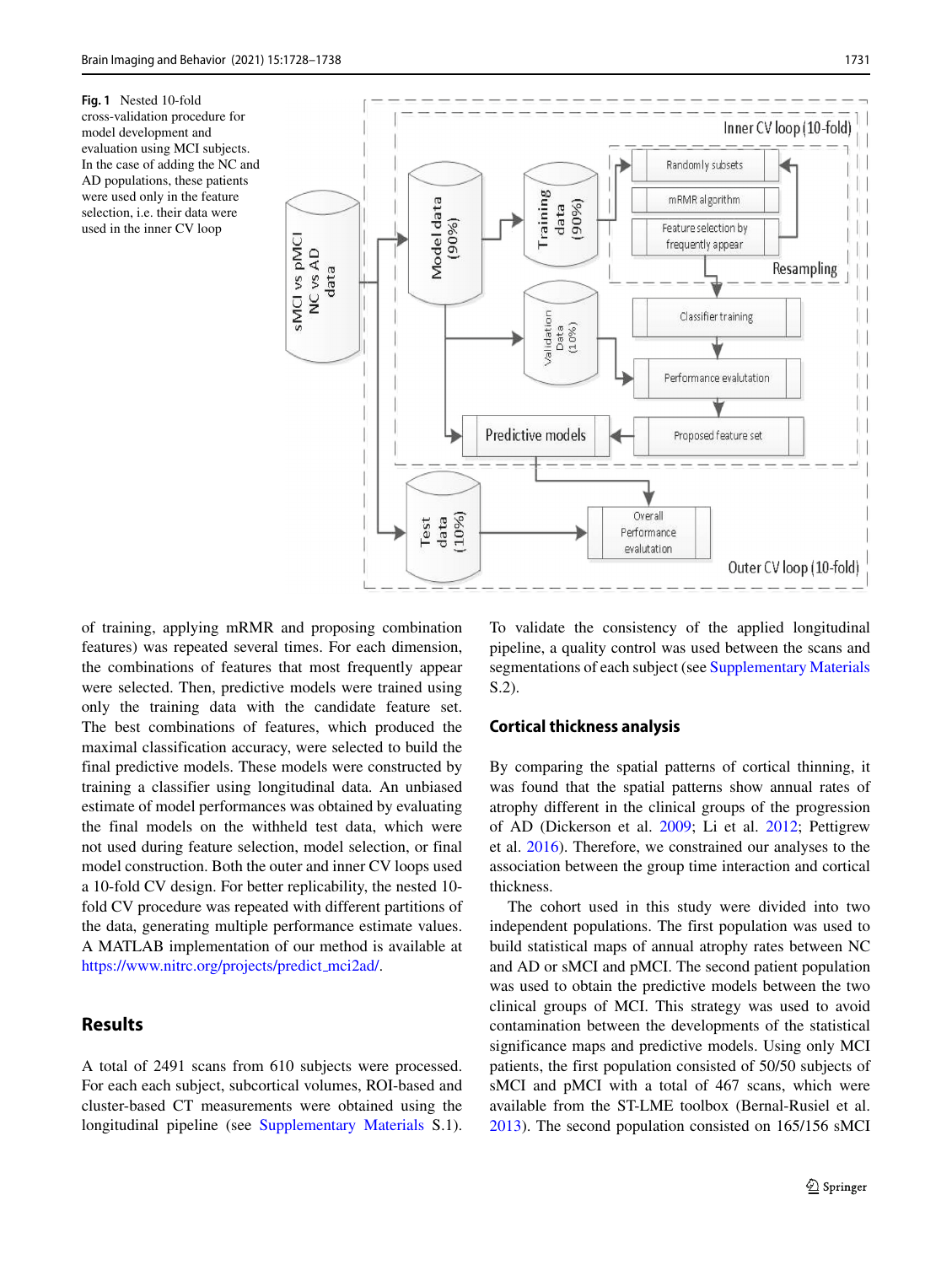**Fig. 1** Nested 10-fold cross-validation procedure for model development and evaluation using MCI subjects. In the case of adding the NC and AD populations, these patients were used only in the feature selection, i.e. their data were used in the inner CV loop

of training, applying mRMR and proposing combination features) was repeated several times. For each dimension, the combinations of features that most frequently appear were selected. Then, predictive models were trained using only the training data with the candidate feature set. The best combinations of features, which produced the maximal classification accuracy, were selected to build the final predictive models. These models were constructed by training a classifier using longitudinal data. An unbiased estimate of model performances was obtained by evaluating the final models on the withheld test data, which were not used during feature selection, model selection, or final model construction. Both the outer and inner CV loops used a 10-fold CV design. For better replicability, the nested 10-fold CV procedure was repeated with different partitions of the data, generating multiple performance estimate values. A MATLAB implementation of our method is available at https://www.nitrc.org/projects/predict_mci2ad/.

## Results

A total of 2491 scans from 610 subjects were processed. For each each subject, subcortical volumes, ROI-based and cluster-based CT measurements were obtained using the longitudinal pipeline (see Supplementary Materials S.1). To validate the consistency of the applied longitudinal pipeline, a quality control was used between the scans and segmentations of each subject (see Supplementary Materials S.2).

### Cortical thickness analysis

By comparing the spatial patterns of cortical thinning, it was found that the spatial patterns show annual rates of atrophy different in the clinical groups of the progression of AD (Dickerson et al. 2009; Li et al. 2012; Pettigrew et al. 2016). Therefore, we constrained our analyses to the association between the group time interaction and cortical thickness.

The cohort used in this study were divided into two independent populations. The first population was used to build statistical maps of annual atrophy rates between NC and AD or sMCI and pMCI. The second patient population was used to obtain the predictive models between the two clinical groups of MCI. This strategy was used to avoid contamination between the developments of the statistical significance maps and predictive models. Using only MCI patients, the first population consisted of 50/50 subjects of sMCI and pMCI with a total of 467 scans, which were available from the ST-LME toolbox (Bernal-Rusiel et al. 2013). The second population consisted on 165/156 sMCI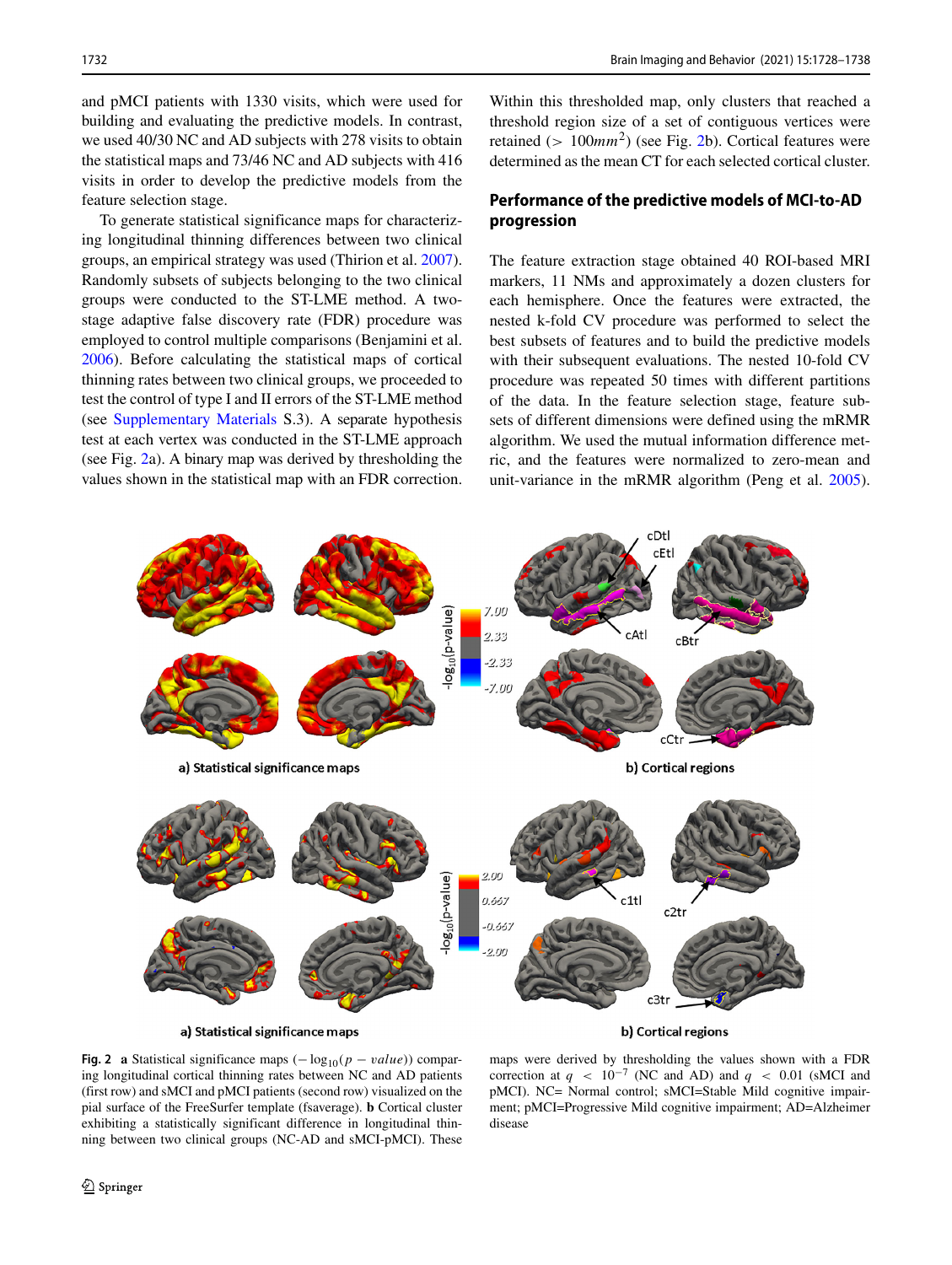and pMCI patients with 1330 visits, which were used for building and evaluating the predictive models. In contrast, we used 40/30 NC and AD subjects with 278 visits to obtain the statistical maps and 73/46 NC and AD subjects with 416 visits in order to develop the predictive models from the feature selection stage.

To generate statistical significance maps for characterizing longitudinal thinning differences between two clinical groups, an empirical strategy was used (Thirion et al. 2007). Randomly subsets of subjects belonging to the two clinical groups were conducted to the ST-LME method. A two-stage adaptive false discovery rate (FDR) procedure was employed to control multiple comparisons (Benjamini et al. 2006). Before calculating the statistical maps of cortical thinning rates between two clinical groups, we proceeded to test the control of type I and II errors of the ST-LME method (see Supplementary Materials S.3). A separate hypothesis test at each vertex was conducted in the ST-LME approach (see Fig. 2a). A binary map was derived by thresholding the values shown in the statistical map with an FDR correction. Within this thresholded map, only clusters that reached a threshold region size of a set of contiguous vertices were retained ($> 100mm^2$) (see Fig. 2b). Cortical features were determined as the mean CT for each selected cortical cluster.

## Performance of the predictive models of MCI-to-AD progression

The feature extraction stage obtained 40 ROI-based MRI markers, 11 NMs and approximately a dozen clusters for each hemisphere. Once the features were extracted, the nested k-fold CV procedure was performed to select the best subsets of features and to build the predictive models with their subsequent evaluations. The nested 10-fold CV procedure was repeated 50 times with different partitions of the data. In the feature selection stage, feature subsets of different dimensions were defined using the mRMR algorithm. We used the mutual information difference metric, and the features were normalized to zero-mean and unit-variance in the mRMR algorithm (Peng et al. 2005).

**Fig. 2** **a** Statistical significance maps ($-\log_{10}(p-value)$) comparing longitudinal cortical thinning rates between NC and AD patients (first row) and sMCI and pMCI patients (second row) visualized on the pial surface of the FreeSurfer template (fsaverage). **b** Cortical cluster exhibiting a statistically significant difference in longitudinal thinning between two clinical groups (NC-AD and sMCI-pMCI). These maps were derived by thresholding the values shown with a FDR correction at $q < 10^{-7}$ (NC and AD) and $q < 0.01$ (sMCI and pMCI). NC= Normal control; sMCI=Stable Mild cognitive impairment; pMCI=Progressive Mild cognitive impairment; AD=Alzheimer disease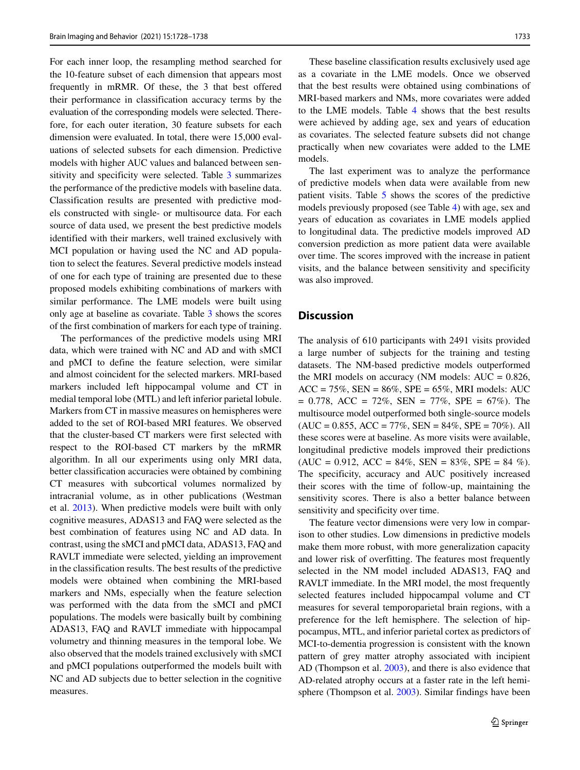For each inner loop, the resampling method searched for the 10-feature subset of each dimension that appears most frequently in mRMR. Of these, the 3 that best offered their performance in classification accuracy terms by the evaluation of the corresponding models were selected. Therefore, for each outer iteration, 30 feature subsets for each dimension were evaluated. In total, there were 15,000 evaluations of selected subsets for each dimension. Predictive models with higher AUC values and balanced between sensitivity and specificity were selected. Table 3 summarizes the performance of the predictive models with baseline data. Classification results are presented with predictive models constructed with single- or multisource data. For each source of data used, we present the best predictive models identified with their markers, well trained exclusively with MCI population or having used the NC and AD population to select the features. Several predictive models instead of one for each type of training are presented due to these proposed models exhibiting combinations of markers with similar performance. The LME models were built using only age at baseline as covariate. Table 3 shows the scores of the first combination of markers for each type of training.

The performances of the predictive models using MRI data, which were trained with NC and AD and with sMCI and pMCI to define the feature selection, were similar and almost coincident for the selected markers. MRI-based markers included left hippocampal volume and CT in medial temporal lobe (MTL) and left inferior parietal lobule. Markers from CT in massive measures on hemispheres were added to the set of ROI-based MRI features. We observed that the cluster-based CT markers were first selected with respect to the ROI-based CT markers by the mRMR algorithm. In all our experiments using only MRI data, better classification accuracies were obtained by combining CT measures with subcortical volumes normalized by intracranial volume, as in other publications (Westman et al. 2013). When predictive models were built with only cognitive measures, ADAS13 and FAQ were selected as the best combination of features using NC and AD data. In contrast, using the sMCI and pMCI data, ADAS13, FAQ and RAVLT immediate were selected, yielding an improvement in the classification results. The best results of the predictive models were obtained when combining the MRI-based markers and NMs, especially when the feature selection was performed with the data from the sMCI and pMCI populations. The models were basically built by combining ADAS13, FAQ and RAVLT immediate with hippocampal volumetry and thinning measures in the temporal lobe. We also observed that the models trained exclusively with sMCI and pMCI populations outperformed the models built with NC and AD subjects due to better selection in the cognitive measures.

These baseline classification results exclusively used age as a covariate in the LME models. Once we observed that the best results were obtained using combinations of MRI-based markers and NMs, more covariates were added to the LME models. Table 4 shows that the best results were achieved by adding age, sex and years of education as covariates. The selected feature subsets did not change practically when new covariates were added to the LME models.

The last experiment was to analyze the performance of predictive models when data were available from new patient visits. Table 5 shows the scores of the predictive models previously proposed (see Table 4) with age, sex and years of education as covariates in LME models applied to longitudinal data. The predictive models improved AD conversion prediction as more patient data were available over time. The scores improved with the increase in patient visits, and the balance between sensitivity and specificity was also improved.

## Discussion

The analysis of 610 participants with 2491 visits provided a large number of subjects for the training and testing datasets. The NM-based predictive models outperformed the MRI models on accuracy (NM models: AUC = 0.826, ACC = 75%, SEN = 86%, SPE = 65%, MRI models: AUC = 0.778, ACC = 72%, SEN = 77%, SPE = 67%). The multisource model outperformed both single-source models (AUC = 0.855, ACC = 77%, SEN = 84%, SPE = 70%). All these scores were at baseline. As more visits were available, longitudinal predictive models improved their predictions (AUC = 0.912, ACC = 84%, SEN = 83%, SPE = 84 %). The specificity, accuracy and AUC positively increased their scores with the time of follow-up, maintaining the sensitivity scores. There is also a better balance between sensitivity and specificity over time.

The feature vector dimensions were very low in comparison to other studies. Low dimensions in predictive models make them more robust, with more generalization capacity and lower risk of overfitting. The features most frequently selected in the NM model included ADAS13, FAQ and RAVLT immediate. In the MRI model, the most frequently selected features included hippocampal volume and CT measures for several temporoparietal brain regions, with a preference for the left hemisphere. The selection of hippocampus, MTL, and inferior parietal cortex as predictors of MCI-to-dementia progression is consistent with the known pattern of grey matter atrophy associated with incipient AD (Thompson et al. 2003), and there is also evidence that AD-related atrophy occurs at a faster rate in the left hemisphere (Thompson et al. 2003). Similar findings have been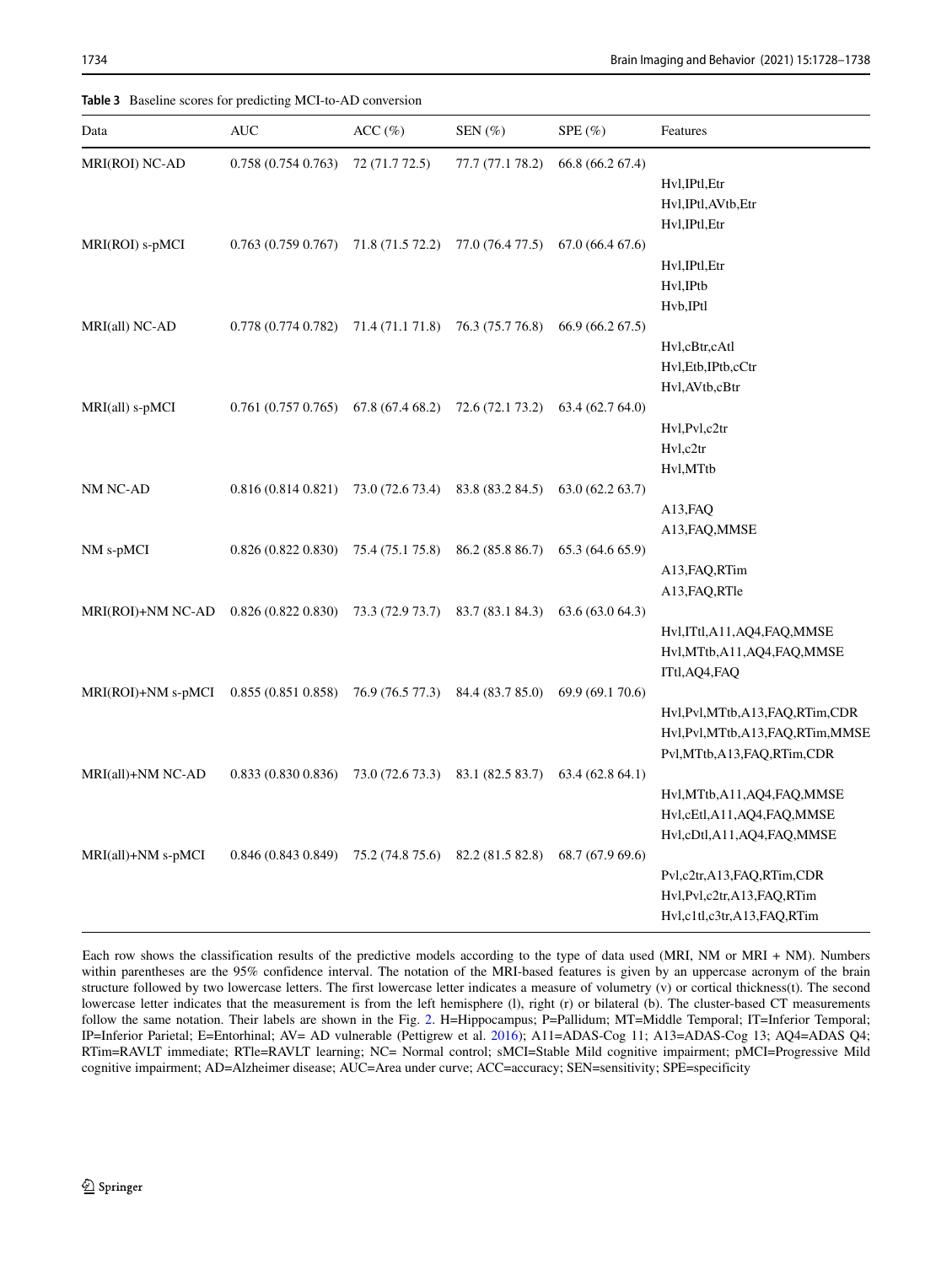**Table 3** Baseline scores for predicting MCI-to-AD conversion

| Data | AUC | ACC (%) | SEN (%) | SPE (%) | Features |
|---|---|---|---|---|---|
| MRI(ROI) NC-AD | 0.758 (0.754 0.763) | 72 (71.7 72.5) | 77.7 (77.1 78.2) | 66.8 (66.2 67.4) | Hvl,IPtl,Etr<br>Hvl,IPtl,AVtb,Etr<br>Hvl,IPtl,Etr |
| MRI(ROI) s-pMCI | 0.763 (0.759 0.767) | 71.8 (71.5 72.2) | 77.0 (76.4 77.5) | 67.0 (66.4 67.6) | Hvl,IPtl,Etr<br>Hvl,IPtb<br>Hvb,IPtl |
| MRI(all) NC-AD | 0.778 (0.774 0.782) | 71.4 (71.1 71.8) | 76.3 (75.7 76.8) | 66.9 (66.2 67.5) | Hvl,cBtr,cAtl<br>Hvl,Etb,IPtb,cCtr<br>Hvl,AVtb,cBtr |
| MRI(all) s-pMCI | 0.761 (0.757 0.765) | 67.8 (67.4 68.2) | 72.6 (72.1 73.2) | 63.4 (62.7 64.0) | Hvl,Pvl,c2tr<br>Hvl,c2tr<br>Hvl,MTtb |
| NM NC-AD | 0.816 (0.814 0.821) | 73.0 (72.6 73.4) | 83.8 (83.2 84.5) | 63.0 (62.2 63.7) | A13,FAQ<br>A13,FAQ,MMSE |
| NM s-pMCI | 0.826 (0.822 0.830) | 75.4 (75.1 75.8) | 86.2 (85.8 86.7) | 65.3 (64.6 65.9) | A13,FAQ,RTim<br>A13,FAQ,RTle |
| MRI(ROI)+NM NC-AD | 0.826 (0.822 0.830) | 73.3 (72.9 73.7) | 83.7 (83.1 84.3) | 63.6 (63.0 64.3) | Hvl,ITtl,A11,AQ4,FAQ,MMSE<br>Hvl,MTtb,A11,AQ4,FAQ,MMSE<br>ITtl,AQ4,FAQ |
| MRI(ROI)+NM s-pMCI | 0.855 (0.851 0.858) | 76.9 (76.5 77.3) | 84.4 (83.7 85.0) | 69.9 (69.1 70.6) | Hvl,Pvl,MTtb,A13,FAQ,RTim,CDR<br>Hvl,Pvl,MTtb,A13,FAQ,RTim,MMSE<br>Pvl,MTtb,A13,FAQ,RTim,CDR |
| MRI(all)+NM NC-AD | 0.833 (0.830 0.836) | 73.0 (72.6 73.3) | 83.1 (82.5 83.7) | 63.4 (62.8 64.1) | Hvl,MTtb,A11,AQ4,FAQ,MMSE<br>Hvl,cEtl,A11,AQ4,FAQ,MMSE<br>Hvl,cDtl,A11,AQ4,FAQ,MMSE |
| MRI(all)+NM s-pMCI | 0.846 (0.843 0.849) | 75.2 (74.8 75.6) | 82.2 (81.5 82.8) | 68.7 (67.9 69.6) | Pvl,c2tr,A13,FAQ,RTim,CDR<br>Hvl,Pvl,c2tr,A13,FAQ,RTim<br>Hvl,c1tl,c3tr,A13,FAQ,RTim |

Each row shows the classification results of the predictive models according to the type of data used (MRI, NM or MRI + NM). Numbers within parentheses are the 95% confidence interval. The notation of the MRI-based features is given by an uppercase acronym of the brain structure followed by two lowercase letters. The first lowercase letter indicates a measure of volumetry (v) or cortical thickness(t). The second lowercase letter indicates that the measurement is from the left hemisphere (l), right (r) or bilateral (b). The cluster-based CT measurements follow the same notation. Their labels are shown in the Fig. 2. H=Hippocampus; P=Pallidum; MT=Middle Temporal; IT=Inferior Temporal; IP=Inferior Parietal; E=Entorhinal; AV= AD vulnerable (Pettigrew et al. 2016); A11=ADAS-Cog 11; A13=ADAS-Cog 13; AQ4=ADAS Q4; RTim=RAVLT immediate; RTle=RAVLT learning; NC= Normal control; sMCI=Stable Mild cognitive impairment; pMCI=Progressive Mild cognitive impairment; AD=Alzheimer disease; AUC=Area under curve; ACC=accuracy; SEN=sensitivity; SPE=specificity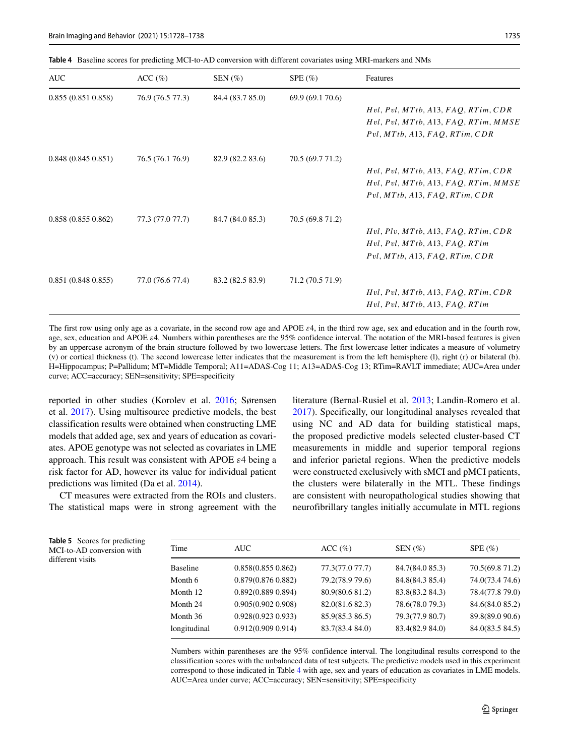**Table 4** Baseline scores for predicting MCI-to-AD conversion with different covariates using MRI-markers and NMs

| AUC | ACC (%) | SEN (%) | SPE (%) | Features |
|---|---|---|---|---|
| 0.855 (0.851 0.858) | 76.9 (76.5 77.3) | 84.4 (83.7 85.0) | 69.9 (69.1 70.6) | $Hvl, Pvl, MTtb, A13, FAQ, RTim, CDR$<br>$Hvl, Pvl, MTtb, A13, FAQ, RTim, MMSE$<br>$Pvl, MTtb, A13, FAQ, RTim, CDR$ |
| 0.848 (0.845 0.851) | 76.5 (76.1 76.9) | 82.9 (82.2 83.6) | 70.5 (69.7 71.2) | $Hvl, Pvl, MTtb, A13, FAQ, RTim, CDR$<br>$Hvl, Pvl, MTtb, A13, FAQ, RTim, MMSE$<br>$Pvl, MTtb, A13, FAQ, RTim, CDR$ |
| 0.858 (0.855 0.862) | 77.3 (77.0 77.7) | 84.7 (84.0 85.3) | 70.5 (69.8 71.2) | $Hvl, Plv, MTtb, A13, FAQ, RTim, CDR$<br>$Hvl, Pvl, MTtb, A13, FAQ, RTim$<br>$Pvl, MTtb, A13, FAQ, RTim, CDR$ |
| 0.851 (0.848 0.855) | 77.0 (76.6 77.4) | 83.2 (82.5 83.9) | 71.2 (70.5 71.9) | $Hvl, Pvl, MTtb, A13, FAQ, RTim, CDR$<br>$Hvl, Pvl, MTtb, A13, FAQ, RTim$ |

The first row using only age as a covariate, in the second row age and APOE $\varepsilon 4$, in the third row age, sex and education and in the fourth row, age, sex, education and APOE $\varepsilon 4$. Numbers within parentheses are the 95% confidence interval. The notation of the MRI-based features is given by an uppercase acronym of the brain structure followed by two lowercase letters. The first lowercase letter indicates a measure of volumetry (v) or cortical thickness (t). The second lowercase letter indicates that the measurement is from the left hemisphere (l), right (r) or bilateral (b). H=Hippocampus; P=Pallidum; MT=Middle Temporal; A11=ADAS-Cog 11; A13=ADAS-Cog 13; RTim=RAVLT immediate; AUC=Area under curve; ACC=accuracy; SEN=sensitivity; SPE=specificity

reported in other studies (Korolev et al. 2016; Sørensen et al. 2017). Using multisource predictive models, the best classification results were obtained when constructing LME models that added age, sex and years of education as covariates. APOE genotype was not selected as covariates in LME approach. This result was consistent with APOE $\varepsilon 4$ being a risk factor for AD, however its value for individual patient predictions was limited (Da et al. 2014).

CT measures were extracted from the ROIs and clusters. The statistical maps were in strong agreement with the literature (Bernal-Rusiel et al. 2013; Landin-Romero et al. 2017). Specifically, our longitudinal analyses revealed that using NC and AD data for building statistical maps, the proposed predictive models selected cluster-based CT measurements in middle and superior temporal regions and inferior parietal regions. When the predictive models were constructed exclusively with sMCI and pMCI patients, the clusters were bilaterally in the MTL. These findings are consistent with neuropathological studies showing that neurofibrillary tangles initially accumulate in MTL regions

**Table 5** Scores for predicting MCI-to-AD conversion with different visits

| Time | AUC | ACC (%) | SEN (%) | SPE (%) |
|---|---|---|---|---|
| Baseline | 0.858(0.855 0.862) | 77.3(77.0 77.7) | 84.7(84.0 85.3) | 70.5(69.8 71.2) |
| Month 6 | 0.879(0.876 0.882) | 79.2(78.9 79.6) | 84.8(84.3 85.4) | 74.0(73.4 74.6) |
| Month 12 | 0.892(0.889 0.894) | 80.9(80.6 81.2) | 83.8(83.2 84.3) | 78.4(77.8 79.0) |
| Month 24 | 0.905(0.902 0.908) | 82.0(81.6 82.3) | 78.6(78.0 79.3) | 84.6(84.0 85.2) |
| Month 36 | 0.928(0.923 0.933) | 85.9(85.3 86.5) | 79.3(77.9 80.7) | 89.8(89.0 90.6) |
| longitudinal | 0.912(0.909 0.914) | 83.7(83.4 84.0) | 83.4(82.9 84.0) | 84.0(83.5 84.5) |

Numbers within parentheses are the 95% confidence interval. The longitudinal results correspond to the classification scores with the unbalanced data of test subjects. The predictive models used in this experiment correspond to those indicated in Table 4 with age, sex and years of education as covariates in LME models. AUC=Area under curve; ACC=accuracy; SEN=sensitivity; SPE=specificity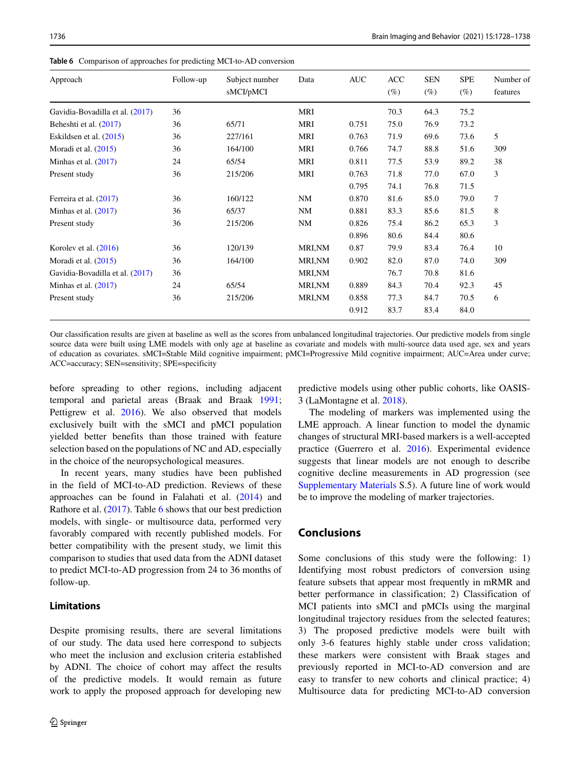**Table 6** Comparison of approaches for predicting MCI-to-AD conversion

| Approach | Follow-up | Subject number sMCI/pMCI | Data | AUC | ACC (%) | SEN (%) | SPE (%) | Number of features |
|---|---|---|---|---|---|---|---|---|
| Gavidia-Bovadilla et al. (2017) | 36 | | MRI | | 70.3 | 64.3 | 75.2 | |
| Beheshti et al. (2017) | 36 | 65/71 | MRI | 0.751 | 75.0 | 76.9 | 73.2 | |
| Eskildsen et al. (2015) | 36 | 227/161 | MRI | 0.763 | 71.9 | 69.6 | 73.6 | 5 |
| Moradi et al. (2015) | 36 | 164/100 | MRI | 0.766 | 74.7 | 88.8 | 51.6 | 309 |
| Minhas et al. (2017) | 24 | 65/54 | MRI | 0.811 | 77.5 | 53.9 | 89.2 | 38 |
| Present study | 36 | 215/206 | MRI | 0.763 | 71.8 | 77.0 | 67.0 | 3 |
| | | | | 0.795 | 74.1 | 76.8 | 71.5 | |
| Ferreira et al. (2017) | 36 | 160/122 | NM | 0.870 | 81.6 | 85.0 | 79.0 | 7 |
| Minhas et al. (2017) | 36 | 65/37 | NM | 0.881 | 83.3 | 85.6 | 81.5 | 8 |
| Present study | 36 | 215/206 | NM | 0.826 | 75.4 | 86.2 | 65.3 | 3 |
| | | | | 0.896 | 80.6 | 84.4 | 80.6 | |
| Korolev et al. (2016) | 36 | 120/139 | MRI,NM | 0.87 | 79.9 | 83.4 | 76.4 | 10 |
| Moradi et al. (2015) | 36 | 164/100 | MRI,NM | 0.902 | 82.0 | 87.0 | 74.0 | 309 |
| Gavidia-Bovadilla et al. (2017) | 36 | | MRI,NM | | 76.7 | 70.8 | 81.6 | |
| Minhas et al. (2017) | 24 | 65/54 | MRI,NM | 0.889 | 84.3 | 70.4 | 92.3 | 45 |
| Present study | 36 | 215/206 | MRI,NM | 0.858 | 77.3 | 84.7 | 70.5 | 6 |
| | | | | 0.912 | 83.7 | 83.4 | 84.0 | |

Our classification results are given at baseline as well as the scores from unbalanced longitudinal trajectories. Our predictive models from single source data were built using LME models with only age at baseline as covariate and models with multi-source data used age, sex and years of education as covariates. sMCI=Stable Mild cognitive impairment; pMCI=Progressive Mild cognitive impairment; AUC=Area under curve; ACC=accuracy; SEN=sensitivity; SPE=specificity

before spreading to other regions, including adjacent temporal and parietal areas (Braak and Braak 1991; Pettigrew et al. 2016). We also observed that models exclusively built with the sMCI and pMCI population yielded better benefits than those trained with feature selection based on the populations of NC and AD, especially in the choice of the neuropsychological measures.

In recent years, many studies have been published in the field of MCI-to-AD prediction. Reviews of these approaches can be found in Falahati et al. (2014) and Rathore et al. (2017). Table 6 shows that our best prediction models, with single- or multisource data, performed very favorably compared with recently published models. For better compatibility with the present study, we limit this comparison to studies that used data from the ADNI dataset to predict MCI-to-AD progression from 24 to 36 months of follow-up.

### Limitations

Despite promising results, there are several limitations of our study. The data used here correspond to subjects who meet the inclusion and exclusion criteria established by ADNI. The choice of cohort may affect the results of the predictive models. It would remain as future work to apply the proposed approach for developing new predictive models using other public cohorts, like OASIS-3 (LaMontagne et al. 2018).

The modeling of markers was implemented using the LME approach. A linear function to model the dynamic changes of structural MRI-based markers is a well-accepted practice (Guerrero et al. 2016). Experimental evidence suggests that linear models are not enough to describe cognitive decline measurements in AD progression (see Supplementary Materials S.5). A future line of work would be to improve the modeling of marker trajectories.

## Conclusions

Some conclusions of this study were the following: 1) Identifying most robust predictors of conversion using feature subsets that appear most frequently in mRMR and better performance in classification; 2) Classification of MCI patients into sMCI and pMCIs using the marginal longitudinal trajectory residues from the selected features; 3) The proposed predictive models were built with only 3-6 features highly stable under cross validation; these markers were consistent with Braak stages and previously reported in MCI-to-AD conversion and are easy to transfer to new cohorts and clinical practice; 4) Multisource data for predicting MCI-to-AD conversion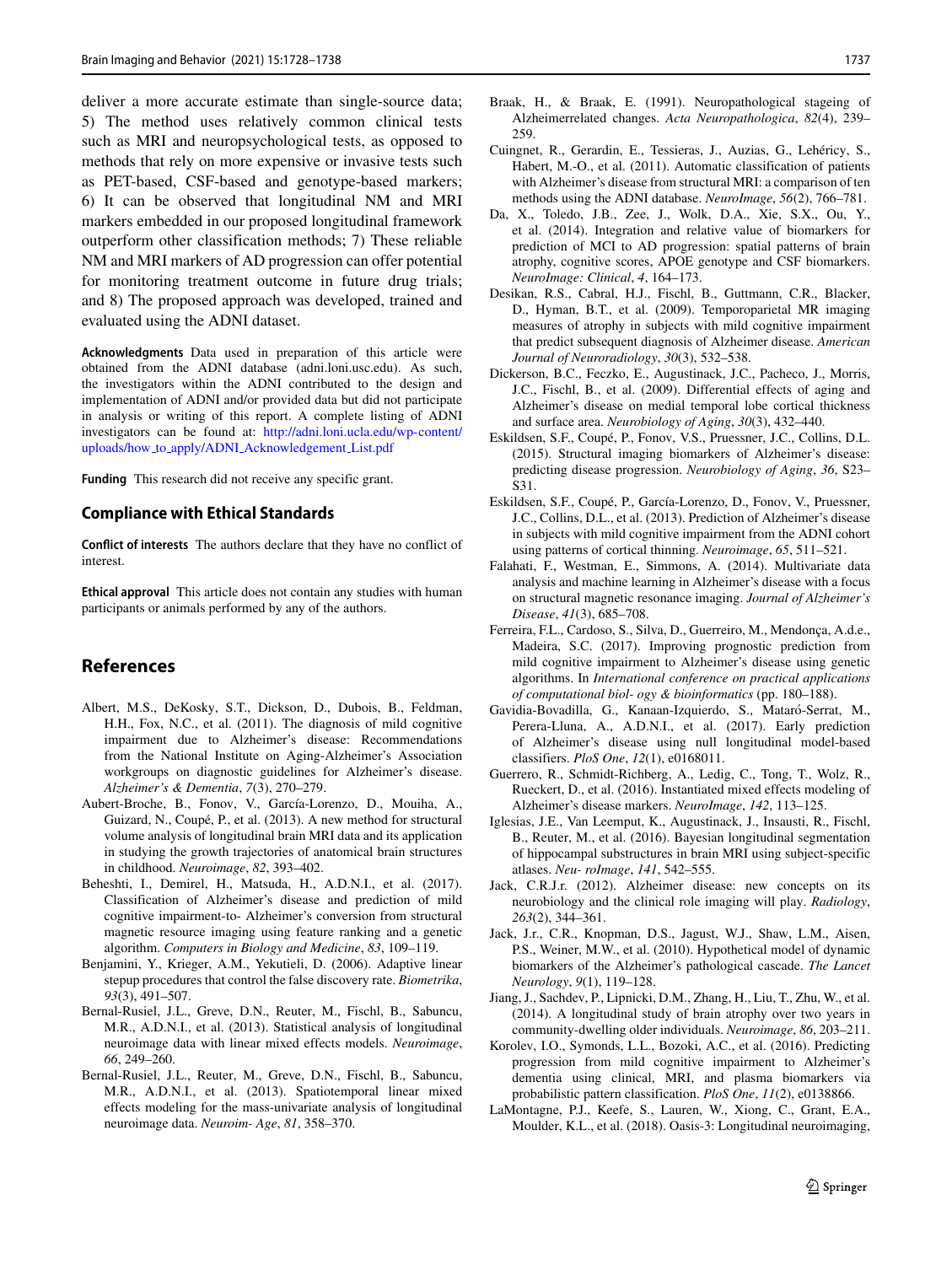deliver a more accurate estimate than single-source data; 5) The method uses relatively common clinical tests such as MRI and neuropsychological tests, as opposed to methods that rely on more expensive or invasive tests such as PET-based, CSF-based and genotype-based markers; 6) It can be observed that longitudinal NM and MRI markers embedded in our proposed longitudinal framework outperform other classification methods; 7) These reliable NM and MRI markers of AD progression can offer potential for monitoring treatment outcome in future drug trials; and 8) The proposed approach was developed, trained and evaluated using the ADNI dataset.

**Acknowledgments** Data used in preparation of this article were obtained from the ADNI database (adni.loni.usc.edu). As such, the investigators within the ADNI contributed to the design and implementation of ADNI and/or provided data but did not participate in analysis or writing of this report. A complete listing of ADNI investigators can be found at: http://adni.loni.ucla.edu/wp-content/uploads/how_to_apply/ADNI_Acknowledgement_List.pdf

**Funding** This research did not receive any specific grant.

## Compliance with Ethical Standards

**Conflict of interests** The authors declare that they have no conflict of interest.

**Ethical approval** This article does not contain any studies with human participants or animals performed by any of the authors.

## References

Albert, M.S., DeKosky, S.T., Dickson, D., Dubois, B., Feldman, H.H., Fox, N.C., et al. (2011). The diagnosis of mild cognitive impairment due to Alzheimer's disease: Recommendations from the National Institute on Aging-Alzheimer's Association workgroups on diagnostic guidelines for Alzheimer's disease. *Alzheimer's & Dementia*, *7*(3), 270–279.

Aubert-Broche, B., Fonov, V., García-Lorenzo, D., Mouiha, A., Guizard, N., Coupé, P., et al. (2013). A new method for structural volume analysis of longitudinal brain MRI data and its application in studying the growth trajectories of anatomical brain structures in childhood. *Neuroimage*, *82*, 393–402.

Beheshti, I., Demirel, H., Matsuda, H., A.D.N.I., et al. (2017). Classification of Alzheimer's disease and prediction of mild cognitive impairment-to- Alzheimer's conversion from structural magnetic resource imaging using feature ranking and a genetic algorithm. *Computers in Biology and Medicine*, *83*, 109–119.

Benjamini, Y., Krieger, A.M., Yekutieli, D. (2006). Adaptive linear stepup procedures that control the false discovery rate. *Biometrika*, *93*(3), 491–507.

Bernal-Rusiel, J.L., Greve, D.N., Reuter, M., Fischl, B., Sabuncu, M.R., A.D.N.I., et al. (2013). Statistical analysis of longitudinal neuroimage data with linear mixed effects models. *Neuroimage*, *66*, 249–260.

Bernal-Rusiel, J.L., Reuter, M., Greve, D.N., Fischl, B., Sabuncu, M.R., A.D.N.I., et al. (2013). Spatiotemporal linear mixed effects modeling for the mass-univariate analysis of longitudinal neuroimage data. *Neuroim- Age*, *81*, 358–370.

Braak, H., & Braak, E. (1991). Neuropathological stageing of Alzheimerrelated changes. *Acta Neuropathologica*, *82*(4), 239–259.

Cuingnet, R., Gerardin, E., Tessieras, J., Auzias, G., Lehéricy, S., Habert, M.-O., et al. (2011). Automatic classification of patients with Alzheimer's disease from structural MRI: a comparison of ten methods using the ADNI database. *NeuroImage*, *56*(2), 766–781.

Da, X., Toledo, J.B., Zee, J., Wolk, D.A., Xie, S.X., Ou, Y., et al. (2014). Integration and relative value of biomarkers for prediction of MCI to AD progression: spatial patterns of brain atrophy, cognitive scores, APOE genotype and CSF biomarkers. *NeuroImage: Clinical*, *4*, 164–173.

Desikan, R.S., Cabral, H.J., Fischl, B., Guttmann, C.R., Blacker, D., Hyman, B.T., et al. (2009). Temporoparietal MR imaging measures of atrophy in subjects with mild cognitive impairment that predict subsequent diagnosis of Alzheimer disease. *American Journal of Neuroradiology*, *30*(3), 532–538.

Dickerson, B.C., Feczko, E., Augustinack, J.C., Pacheco, J., Morris, J.C., Fischl, B., et al. (2009). Differential effects of aging and Alzheimer's disease on medial temporal lobe cortical thickness and surface area. *Neurobiology of Aging*, *30*(3), 432–440.

Eskildsen, S.F., Coupé, P., Fonov, V.S., Pruessner, J.C., Collins, D.L. (2015). Structural imaging biomarkers of Alzheimer's disease: predicting disease progression. *Neurobiology of Aging*, *36*, S23–S31.

Eskildsen, S.F., Coupé, P., García-Lorenzo, D., Fonov, V., Pruessner, J.C., Collins, D.L., et al. (2013). Prediction of Alzheimer's disease in subjects with mild cognitive impairment from the ADNI cohort using patterns of cortical thinning. *Neuroimage*, *65*, 511–521.

Falahati, F., Westman, E., Simmons, A. (2014). Multivariate data analysis and machine learning in Alzheimer's disease with a focus on structural magnetic resonance imaging. *Journal of Alzheimer's Disease*, *41*(3), 685–708.

Ferreira, F.L., Cardoso, S., Silva, D., Guerreiro, M., Mendonça, A.d.e., Madeira, S.C. (2017). Improving prognostic prediction from mild cognitive impairment to Alzheimer's disease using genetic algorithms. In *International conference on practical applications of computational biol- ogy & bioinformatics* (pp. 180–188).

Gavidia-Bovadilla, G., Kanaan-Izquierdo, S., Mataró-Serrat, M., Perera-Lluna, A., A.D.N.I., et al. (2017). Early prediction of Alzheimer's disease using null longitudinal model-based classifiers. *PloS One*, *12*(1), e0168011.

Guerrero, R., Schmidt-Richberg, A., Ledig, C., Tong, T., Wolz, R., Rueckert, D., et al. (2016). Instantiated mixed effects modeling of Alzheimer's disease markers. *NeuroImage*, *142*, 113–125.

Iglesias, J.E., Van Leemput, K., Augustinack, J., Insausti, R., Fischl, B., Reuter, M., et al. (2016). Bayesian longitudinal segmentation of hippocampal substructures in brain MRI using subject-specific atlases. *Neu- roImage*, *141*, 542–555.

Jack, C.R.J.r. (2012). Alzheimer disease: new concepts on its neurobiology and the clinical role imaging will play. *Radiology*, *263*(2), 344–361.

Jack, J.r., C.R., Knopman, D.S., Jagust, W.J., Shaw, L.M., Aisen, P.S., Weiner, M.W., et al. (2010). Hypothetical model of dynamic biomarkers of the Alzheimer's pathological cascade. *The Lancet Neurology*, *9*(1), 119–128.

Jiang, J., Sachdev, P., Lipnicki, D.M., Zhang, H., Liu, T., Zhu, W., et al. (2014). A longitudinal study of brain atrophy over two years in community-dwelling older individuals. *Neuroimage*, *86*, 203–211.

Korolev, I.O., Symonds, L.L., Bozoki, A.C., et al. (2016). Predicting progression from mild cognitive impairment to Alzheimer's dementia using clinical, MRI, and plasma biomarkers via probabilistic pattern classification. *PloS One*, *11*(2), e0138866.

LaMontagne, P.J., Keefe, S., Lauren, W., Xiong, C., Grant, E.A., Moulder, K.L., et al. (2018). Oasis-3: Longitudinal neuroimaging,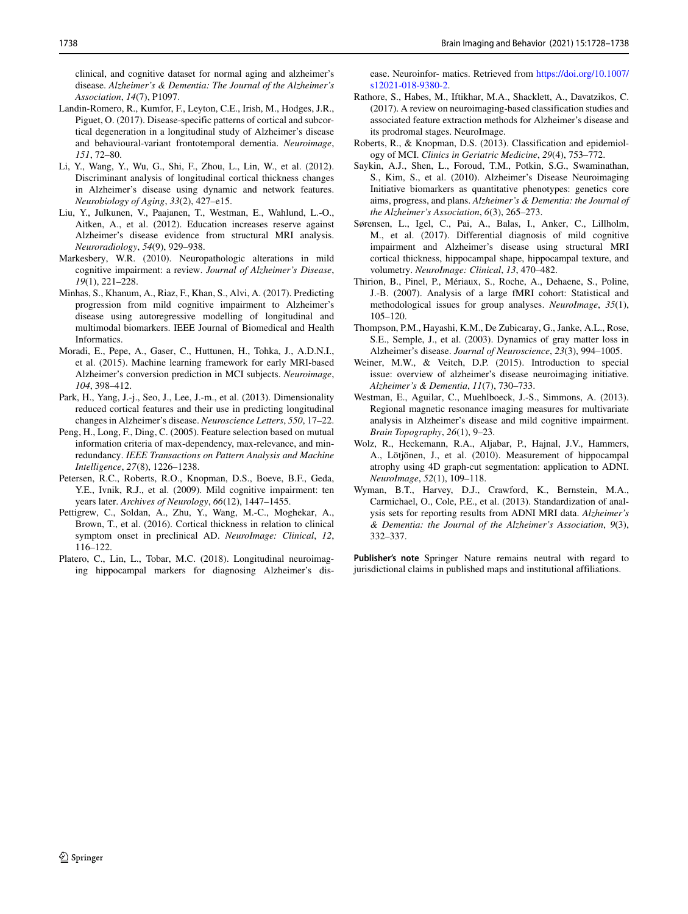clinical, and cognitive dataset for normal aging and alzheimer's disease. *Alzheimer's & Dementia: The Journal of the Alzheimer's Association*, *14*(7), P1097.

Landin-Romero, R., Kumfor, F., Leyton, C.E., Irish, M., Hodges, J.R., Piguet, O. (2017). Disease-specific patterns of cortical and subcortical degeneration in a longitudinal study of Alzheimer's disease and behavioural-variant frontotemporal dementia. *Neuroimage*, *151*, 72–80.

Li, Y., Wang, Y., Wu, G., Shi, F., Zhou, L., Lin, W., et al. (2012). Discriminant analysis of longitudinal cortical thickness changes in Alzheimer's disease using dynamic and network features. *Neurobiology of Aging*, *33*(2), 427–e15.

Liu, Y., Julkunen, V., Paajanen, T., Westman, E., Wahlund, L.-O., Aitken, A., et al. (2012). Education increases reserve against Alzheimer's disease evidence from structural MRI analysis. *Neuroradiology*, *54*(9), 929–938.

Markesbery, W.R. (2010). Neuropathologic alterations in mild cognitive impairment: a review. *Journal of Alzheimer's Disease*, *19*(1), 221–228.

Minhas, S., Khanum, A., Riaz, F., Khan, S., Alvi, A. (2017). Predicting progression from mild cognitive impairment to Alzheimer's disease using autoregressive modelling of longitudinal and multimodal biomarkers. IEEE Journal of Biomedical and Health Informatics.

Moradi, E., Pepe, A., Gaser, C., Huttunen, H., Tohka, J., A.D.N.I., et al. (2015). Machine learning framework for early MRI-based Alzheimer's conversion prediction in MCI subjects. *Neuroimage*, *104*, 398–412.

Park, H., Yang, J.-j., Seo, J., Lee, J.-m., et al. (2013). Dimensionality reduced cortical features and their use in predicting longitudinal changes in Alzheimer's disease. *Neuroscience Letters*, *550*, 17–22.

Peng, H., Long, F., Ding, C. (2005). Feature selection based on mutual information criteria of max-dependency, max-relevance, and min-redundancy. *IEEE Transactions on Pattern Analysis and Machine Intelligence*, *27*(8), 1226–1238.

Petersen, R.C., Roberts, R.O., Knopman, D.S., Boeve, B.F., Geda, Y.E., Ivnik, R.J., et al. (2009). Mild cognitive impairment: ten years later. *Archives of Neurology*, *66*(12), 1447–1455.

Pettigrew, C., Soldan, A., Zhu, Y., Wang, M.-C., Moghekar, A., Brown, T., et al. (2016). Cortical thickness in relation to clinical symptom onset in preclinical AD. *NeuroImage: Clinical*, *12*, 116–122.

Platero, C., Lin, L., Tobar, M.C. (2018). Longitudinal neuroimaging hippocampal markers for diagnosing Alzheimer's disease. Neuroinfor- matics. Retrieved from https://doi.org/10.1007/s12021-018-9380-2.

Rathore, S., Habes, M., Iftikhar, M.A., Shacklett, A., Davatzikos, C. (2017). A review on neuroimaging-based classification studies and associated feature extraction methods for Alzheimer's disease and its prodromal stages. NeuroImage.

Roberts, R., & Knopman, D.S. (2013). Classification and epidemiology of MCI. *Clinics in Geriatric Medicine*, *29*(4), 753–772.

Saykin, A.J., Shen, L., Foroud, T.M., Potkin, S.G., Swaminathan, S., Kim, S., et al. (2010). Alzheimer's Disease Neuroimaging Initiative biomarkers as quantitative phenotypes: genetics core aims, progress, and plans. *Alzheimer's & Dementia: the Journal of the Alzheimer's Association*, *6*(3), 265–273.

Sørensen, L., Igel, C., Pai, A., Balas, I., Anker, C., Lillholm, M., et al. (2017). Differential diagnosis of mild cognitive impairment and Alzheimer's disease using structural MRI cortical thickness, hippocampal shape, hippocampal texture, and volumetry. *NeuroImage: Clinical*, *13*, 470–482.

Thirion, B., Pinel, P., Mériaux, S., Roche, A., Dehaene, S., Poline, J.-B. (2007). Analysis of a large fMRI cohort: Statistical and methodological issues for group analyses. *NeuroImage*, *35*(1), 105–120.

Thompson, P.M., Hayashi, K.M., De Zubicaray, G., Janke, A.L., Rose, S.E., Semple, J., et al. (2003). Dynamics of gray matter loss in Alzheimer's disease. *Journal of Neuroscience*, *23*(3), 994–1005.

Weiner, M.W., & Veitch, D.P. (2015). Introduction to special issue: overview of alzheimer's disease neuroimaging initiative. *Alzheimer's & Dementia*, *11*(7), 730–733.

Westman, E., Aguilar, C., Muehlboeck, J.-S., Simmons, A. (2013). Regional magnetic resonance imaging measures for multivariate analysis in Alzheimer's disease and mild cognitive impairment. *Brain Topography*, *26*(1), 9–23.

Wolz, R., Heckemann, R.A., Aljabar, P., Hajnal, J.V., Hammers, A., Lötjönen, J., et al. (2010). Measurement of hippocampal atrophy using 4D graph-cut segmentation: application to ADNI. *NeuroImage*, *52*(1), 109–118.

Wyman, B.T., Harvey, D.J., Crawford, K., Bernstein, M.A., Carmichael, O., Cole, P.E., et al. (2013). Standardization of analysis sets for reporting results from ADNI MRI data. *Alzheimer's & Dementia: the Journal of the Alzheimer's Association*, *9*(3), 332–337.

**Publisher's note** Springer Nature remains neutral with regard to jurisdictional claims in published maps and institutional affiliations.